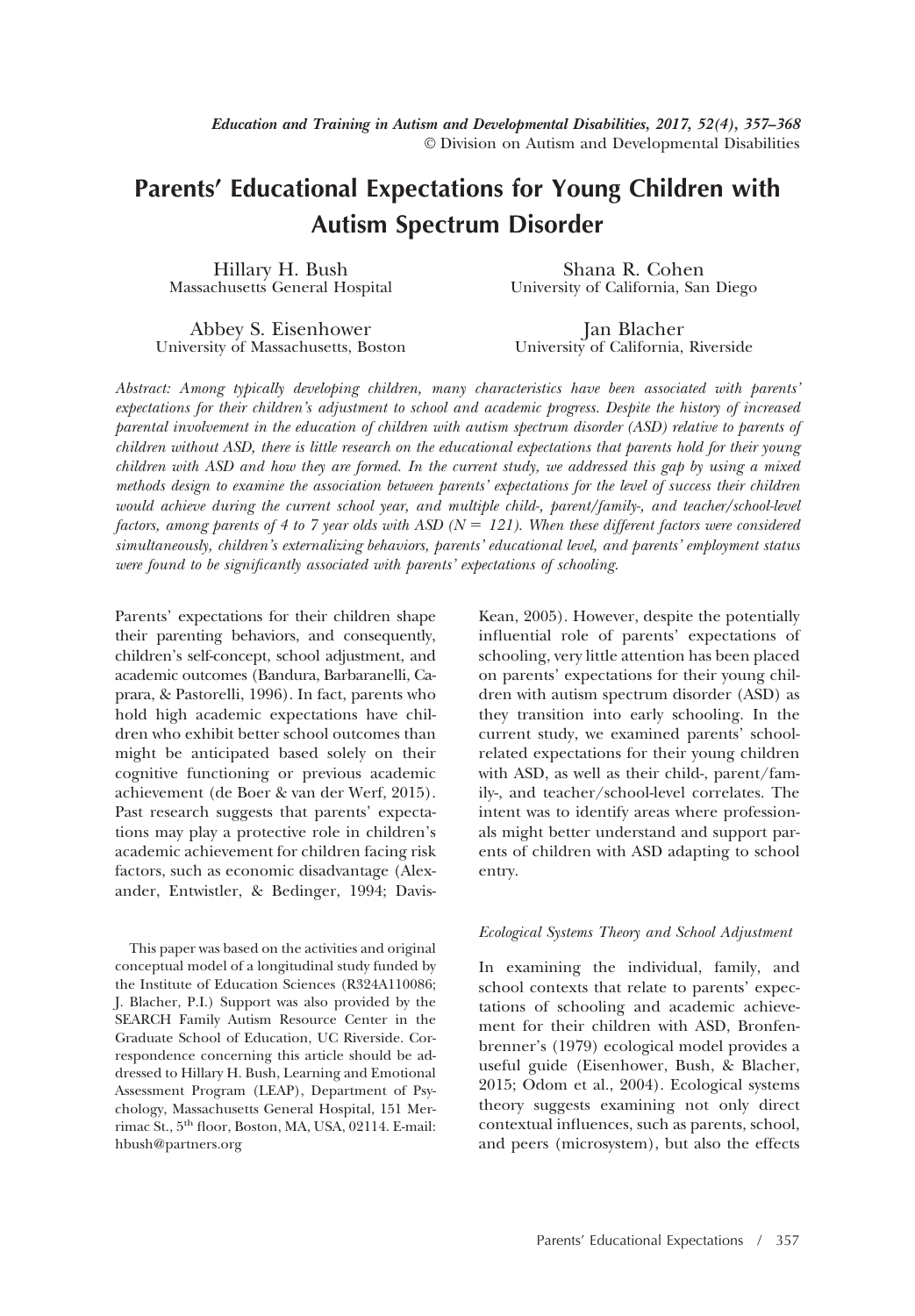# Parents' Educational Expectations for Young Children with Autism Spectrum Disorder

Hillary H. Bush
Massachusetts General Hospital

Shana R. Cohen
University of California, San Diego

Abbey S. Eisenhower
University of Massachusetts, Boston

Jan Blacher
University of California, Riverside

*Abstract: Among typically developing children, many characteristics have been associated with parents' expectations for their children's adjustment to school and academic progress. Despite the history of increased parental involvement in the education of children with autism spectrum disorder (ASD) relative to parents of children without ASD, there is little research on the educational expectations that parents hold for their young children with ASD and how they are formed. In the current study, we addressed this gap by using a mixed methods design to examine the association between parents' expectations for the level of success their children would achieve during the current school year, and multiple child-, parent/family-, and teacher/school-level factors, among parents of 4 to 7 year olds with ASD (N = 121). When these different factors were considered simultaneously, children's externalizing behaviors, parents' educational level, and parents' employment status were found to be significantly associated with parents' expectations of schooling.*

Parents' expectations for their children shape their parenting behaviors, and consequently, children's self-concept, school adjustment, and academic outcomes (Bandura, Barbaranelli, Caprara, & Pastorelli, 1996). In fact, parents who hold high academic expectations have children who exhibit better school outcomes than might be anticipated based solely on their cognitive functioning or previous academic achievement (de Boer & van der Werf, 2015). Past research suggests that parents' expectations may play a protective role in children's academic achievement for children facing risk factors, such as economic disadvantage (Alexander, Entwistler, & Bedinger, 1994; Davis-Kean, 2005). However, despite the potentially influential role of parents' expectations of schooling, very little attention has been placed on parents' expectations for their young children with autism spectrum disorder (ASD) as they transition into early schooling. In the current study, we examined parents' school-related expectations for their young children with ASD, as well as their child-, parent/family-, and teacher/school-level correlates. The intent was to identify areas where professionals might better understand and support parents of children with ASD adapting to school entry.

### *Ecological Systems Theory and School Adjustment*

In examining the individual, family, and school contexts that relate to parents' expectations of schooling and academic achievement for their children with ASD, Bronfenbrenner's (1979) ecological model provides a useful guide (Eisenhower, Bush, & Blacher, 2015; Odom et al., 2004). Ecological systems theory suggests examining not only direct contextual influences, such as parents, school, and peers (microsystem), but also the effects

This paper was based on the activities and original conceptual model of a longitudinal study funded by the Institute of Education Sciences (R324A110086; J. Blacher, P.I.) Support was also provided by the SEARCH Family Autism Resource Center in the Graduate School of Education, UC Riverside. Correspondence concerning this article should be addressed to Hillary H. Bush, Learning and Emotional Assessment Program (LEAP), Department of Psychology, Massachusetts General Hospital, 151 Merrimac St., 5th floor, Boston, MA, USA, 02114. E-mail: hbush@partners.org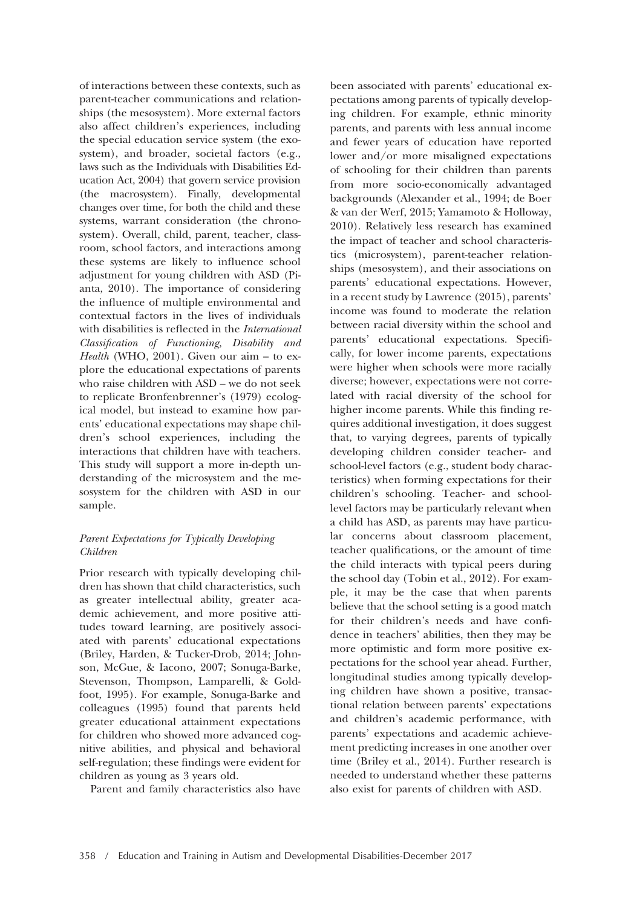of interactions between these contexts, such as parent-teacher communications and relationships (the mesosystem). More external factors also affect children's experiences, including the special education service system (the exosystem), and broader, societal factors (e.g., laws such as the Individuals with Disabilities Education Act, 2004) that govern service provision (the macrosystem). Finally, developmental changes over time, for both the child and these systems, warrant consideration (the chronosystem). Overall, child, parent, teacher, classroom, school factors, and interactions among these systems are likely to influence school adjustment for young children with ASD (Pianta, 2010). The importance of considering the influence of multiple environmental and contextual factors in the lives of individuals with disabilities is reflected in the *International Classification of Functioning, Disability and Health* (WHO, 2001). Given our aim – to explore the educational expectations of parents who raise children with ASD – we do not seek to replicate Bronfenbrenner's (1979) ecological model, but instead to examine how parents' educational expectations may shape children's school experiences, including the interactions that children have with teachers. This study will support a more in-depth understanding of the microsystem and the mesosystem for the children with ASD in our sample.

### *Parent Expectations for Typically Developing Children*

Prior research with typically developing children has shown that child characteristics, such as greater intellectual ability, greater academic achievement, and more positive attitudes toward learning, are positively associated with parents' educational expectations (Briley, Harden, & Tucker-Drob, 2014; Johnson, McGue, & Iacono, 2007; Sonuga-Barke, Stevenson, Thompson, Lamparelli, & Goldfoot, 1995). For example, Sonuga-Barke and colleagues (1995) found that parents held greater educational attainment expectations for children who showed more advanced cognitive abilities, and physical and behavioral self-regulation; these findings were evident for children as young as 3 years old.

Parent and family characteristics also have been associated with parents' educational expectations among parents of typically developing children. For example, ethnic minority parents, and parents with less annual income and fewer years of education have reported lower and/or more misaligned expectations of schooling for their children than parents from more socio-economically advantaged backgrounds (Alexander et al., 1994; de Boer & van der Werf, 2015; Yamamoto & Holloway, 2010). Relatively less research has examined the impact of teacher and school characteristics (microsystem), parent-teacher relationships (mesosystem), and their associations on parents' educational expectations. However, in a recent study by Lawrence (2015), parents' income was found to moderate the relation between racial diversity within the school and parents' educational expectations. Specifically, for lower income parents, expectations were higher when schools were more racially diverse; however, expectations were not correlated with racial diversity of the school for higher income parents. While this finding requires additional investigation, it does suggest that, to varying degrees, parents of typically developing children consider teacher- and school-level factors (e.g., student body characteristics) when forming expectations for their children's schooling. Teacher- and school-level factors may be particularly relevant when a child has ASD, as parents may have particular concerns about classroom placement, teacher qualifications, or the amount of time the child interacts with typical peers during the school day (Tobin et al., 2012). For example, it may be the case that when parents believe that the school setting is a good match for their children's needs and have confidence in teachers' abilities, then they may be more optimistic and form more positive expectations for the school year ahead. Further, longitudinal studies among typically developing children have shown a positive, transactional relation between parents' expectations and children's academic performance, with parents' expectations and academic achievement predicting increases in one another over time (Briley et al., 2014). Further research is needed to understand whether these patterns also exist for parents of children with ASD.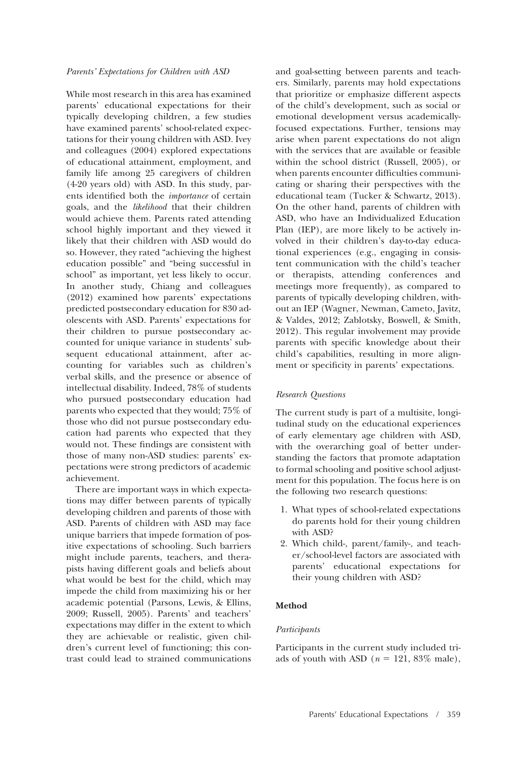*Parents' Expectations for Children with ASD*

While most research in this area has examined parents' educational expectations for their typically developing children, a few studies have examined parents' school-related expectations for their young children with ASD. Ivey and colleagues (2004) explored expectations of educational attainment, employment, and family life among 25 caregivers of children (4-20 years old) with ASD. In this study, parents identified both the *importance* of certain goals, and the *likelihood* that their children would achieve them. Parents rated attending school highly important and they viewed it likely that their children with ASD would do so. However, they rated "achieving the highest education possible" and "being successful in school" as important, yet less likely to occur. In another study, Chiang and colleagues (2012) examined how parents' expectations predicted postsecondary education for 830 adolescents with ASD. Parents' expectations for their children to pursue postsecondary accounted for unique variance in students' subsequent educational attainment, after accounting for variables such as children's verbal skills, and the presence or absence of intellectual disability. Indeed, 78% of students who pursued postsecondary education had parents who expected that they would; 75% of those who did not pursue postsecondary education had parents who expected that they would not. These findings are consistent with those of many non-ASD studies: parents' expectations were strong predictors of academic achievement.

There are important ways in which expectations may differ between parents of typically developing children and parents of those with ASD. Parents of children with ASD may face unique barriers that impede formation of positive expectations of schooling. Such barriers might include parents, teachers, and therapists having different goals and beliefs about what would be best for the child, which may impede the child from maximizing his or her academic potential (Parsons, Lewis, & Ellins, 2009; Russell, 2005). Parents' and teachers' expectations may differ in the extent to which they are achievable or realistic, given children's current level of functioning; this contrast could lead to strained communications and goal-setting between parents and teachers. Similarly, parents may hold expectations that prioritize or emphasize different aspects of the child's development, such as social or emotional development versus academically-focused expectations. Further, tensions may arise when parent expectations do not align with the services that are available or feasible within the school district (Russell, 2005), or when parents encounter difficulties communicating or sharing their perspectives with the educational team (Tucker & Schwartz, 2013). On the other hand, parents of children with ASD, who have an Individualized Education Plan (IEP), are more likely to be actively involved in their children's day-to-day educational experiences (e.g., engaging in consistent communication with the child's teacher or therapists, attending conferences and meetings more frequently), as compared to parents of typically developing children, without an IEP (Wagner, Newman, Cameto, Javitz, & Valdes, 2012; Zablotsky, Boswell, & Smith, 2012). This regular involvement may provide parents with specific knowledge about their child's capabilities, resulting in more alignment or specificity in parents' expectations.

*Research Questions*

The current study is part of a multisite, longitudinal study on the educational experiences of early elementary age children with ASD, with the overarching goal of better understanding the factors that promote adaptation to formal schooling and positive school adjustment for this population. The focus here is on the following two research questions:

1. What types of school-related expectations do parents hold for their young children with ASD?
2. Which child-, parent/family-, and teacher/school-level factors are associated with parents' educational expectations for their young children with ASD?

## Method

*Participants*

Participants in the current study included triads of youth with ASD ($n = 121$, 83% male),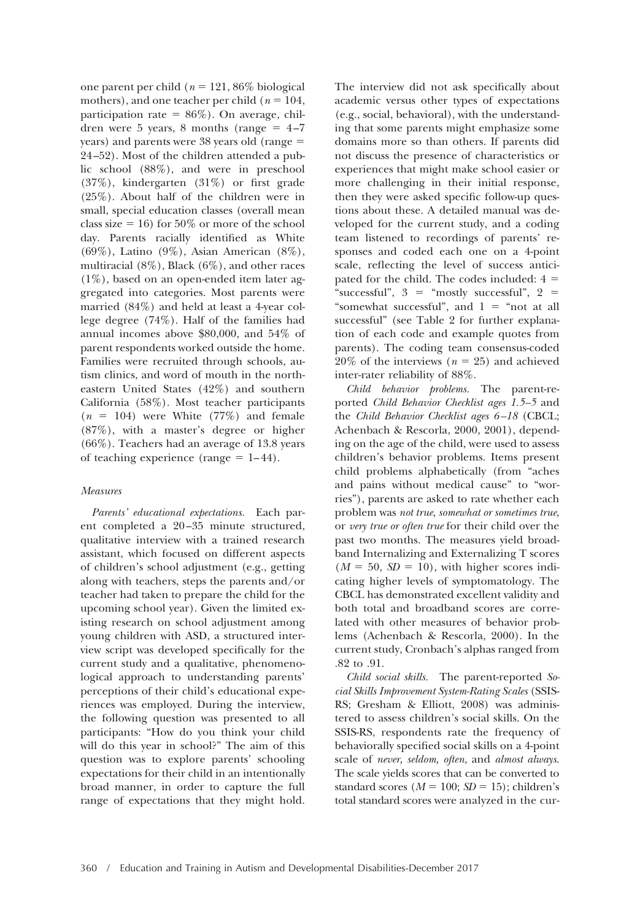one parent per child ($n = 121$, 86% biological mothers), and one teacher per child ($n = 104$, participation rate = 86%). On average, children were 5 years, 8 months (range = 4–7 years) and parents were 38 years old (range = 24–52). Most of the children attended a public school (88%), and were in preschool (37%), kindergarten (31%) or first grade (25%). About half of the children were in small, special education classes (overall mean class size = 16) for 50% or more of the school day. Parents racially identified as White (69%), Latino (9%), Asian American (8%), multiracial (8%), Black (6%), and other races (1%), based on an open-ended item later aggregated into categories. Most parents were married (84%) and held at least a 4-year college degree (74%). Half of the families had annual incomes above $80,000, and 54% of parent respondents worked outside the home. Families were recruited through schools, autism clinics, and word of mouth in the northeastern United States (42%) and southern California (58%). Most teacher participants ($n = 104$) were White (77%) and female (87%), with a master's degree or higher (66%). Teachers had an average of 13.8 years of teaching experience (range = 1–44).

### *Measures*

*Parents' educational expectations.* Each parent completed a 20–35 minute structured, qualitative interview with a trained research assistant, which focused on different aspects of children's school adjustment (e.g., getting along with teachers, steps the parents and/or teacher had taken to prepare the child for the upcoming school year). Given the limited existing research on school adjustment among young children with ASD, a structured interview script was developed specifically for the current study and a qualitative, phenomenological approach to understanding parents' perceptions of their child's educational experiences was employed. During the interview, the following question was presented to all participants: "How do you think your child will do this year in school?" The aim of this question was to explore parents' schooling expectations for their child in an intentionally broad manner, in order to capture the full range of expectations that they might hold. The interview did not ask specifically about academic versus other types of expectations (e.g., social, behavioral), with the understanding that some parents might emphasize some domains more so than others. If parents did not discuss the presence of characteristics or experiences that might make school easier or more challenging in their initial response, then they were asked specific follow-up questions about these. A detailed manual was developed for the current study, and a coding team listened to recordings of parents' responses and coded each one on a 4-point scale, reflecting the level of success anticipated for the child. The codes included: 4 = "successful", 3 = "mostly successful", 2 = "somewhat successful", and 1 = "not at all successful" (see Table 2 for further explanation of each code and example quotes from parents). The coding team consensus-coded 20% of the interviews ($n = 25$) and achieved inter-rater reliability of 88%.

*Child behavior problems.* The parent-reported *Child Behavior Checklist ages 1.5–5* and the *Child Behavior Checklist ages 6–18* (CBCL; Achenbach & Rescorla, 2000, 2001), depending on the age of the child, were used to assess children's behavior problems. Items present child problems alphabetically (from "aches and pains without medical cause" to "worries"), parents are asked to rate whether each problem was *not true*, *somewhat or sometimes true*, or *very true or often true* for their child over the past two months. The measures yield broadband Internalizing and Externalizing T scores ($M = 50$, $SD = 10$), with higher scores indicating higher levels of symptomatology. The CBCL has demonstrated excellent validity and both total and broadband scores are correlated with other measures of behavior problems (Achenbach & Rescorla, 2000). In the current study, Cronbach's alphas ranged from .82 to .91.

*Child social skills.* The parent-reported *Social Skills Improvement System-Rating Scales* (SSIS-RS; Gresham & Elliott, 2008) was administered to assess children's social skills. On the SSIS-RS, respondents rate the frequency of behaviorally specified social skills on a 4-point scale of *never, seldom, often,* and *almost always.* The scale yields scores that can be converted to standard scores ($M = 100$; $SD = 15$); children's total standard scores were analyzed in the cur-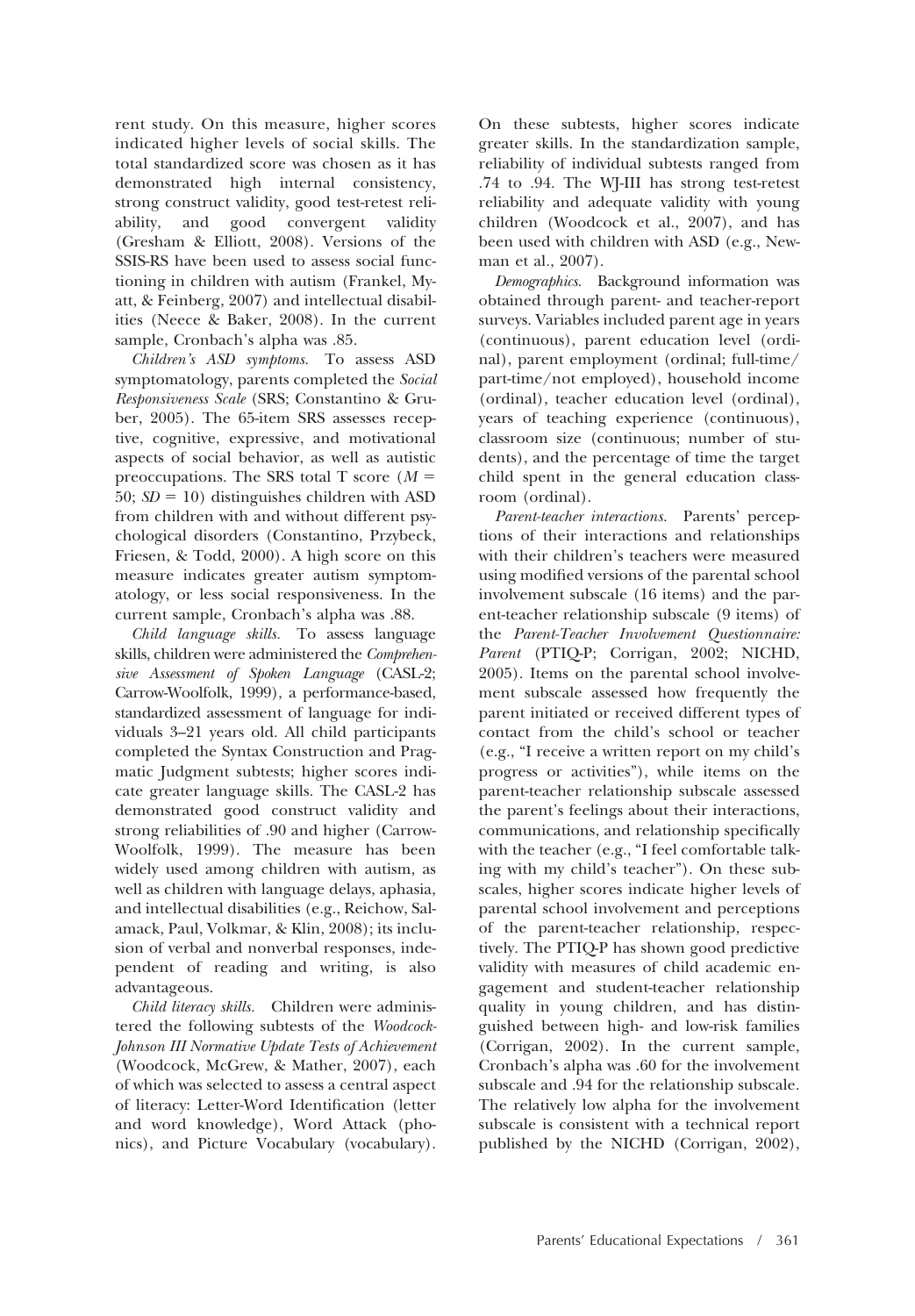rent study. On this measure, higher scores indicated higher levels of social skills. The total standardized score was chosen as it has demonstrated high internal consistency, strong construct validity, good test-retest reliability, and good convergent validity (Gresham & Elliott, 2008). Versions of the SSIS-RS have been used to assess social functioning in children with autism (Frankel, Myatt, & Feinberg, 2007) and intellectual disabilities (Neece & Baker, 2008). In the current sample, Cronbach's alpha was .85.

*Children's ASD symptoms.* To assess ASD symptomatology, parents completed the *Social Responsiveness Scale* (SRS; Constantino & Gruber, 2005). The 65-item SRS assesses receptive, cognitive, expressive, and motivational aspects of social behavior, as well as autistic preoccupations. The SRS total T score ($M = 50$; $SD = 10$) distinguishes children with ASD from children with and without different psychological disorders (Constantino, Przybeck, Friesen, & Todd, 2000). A high score on this measure indicates greater autism symptomatology, or less social responsiveness. In the current sample, Cronbach's alpha was .88.

*Child language skills.* To assess language skills, children were administered the *Comprehensive Assessment of Spoken Language* (CASL-2; Carrow-Woolfolk, 1999), a performance-based, standardized assessment of language for individuals 3–21 years old. All child participants completed the Syntax Construction and Pragmatic Judgment subtests; higher scores indicate greater language skills. The CASL-2 has demonstrated good construct validity and strong reliabilities of .90 and higher (Carrow-Woolfolk, 1999). The measure has been widely used among children with autism, as well as children with language delays, aphasia, and intellectual disabilities (e.g., Reichow, Salamack, Paul, Volkmar, & Klin, 2008); its inclusion of verbal and nonverbal responses, independent of reading and writing, is also advantageous.

*Child literacy skills.* Children were administered the following subtests of the *Woodcock-Johnson III Normative Update Tests of Achievement* (Woodcock, McGrew, & Mather, 2007), each of which was selected to assess a central aspect of literacy: Letter-Word Identification (letter and word knowledge), Word Attack (phonics), and Picture Vocabulary (vocabulary). On these subtests, higher scores indicate greater skills. In the standardization sample, reliability of individual subtests ranged from .74 to .94. The WJ-III has strong test-retest reliability and adequate validity with young children (Woodcock et al., 2007), and has been used with children with ASD (e.g., Newman et al., 2007).

*Demographics.* Background information was obtained through parent- and teacher-report surveys. Variables included parent age in years (continuous), parent education level (ordinal), parent employment (ordinal; full-time/part-time/not employed), household income (ordinal), teacher education level (ordinal), years of teaching experience (continuous), classroom size (continuous; number of students), and the percentage of time the target child spent in the general education classroom (ordinal).

*Parent-teacher interactions.* Parents' perceptions of their interactions and relationships with their children's teachers were measured using modified versions of the parental school involvement subscale (16 items) and the parent-teacher relationship subscale (9 items) of the *Parent-Teacher Involvement Questionnaire: Parent* (PTIQ-P; Corrigan, 2002; NICHD, 2005). Items on the parental school involvement subscale assessed how frequently the parent initiated or received different types of contact from the child's school or teacher (e.g., "I receive a written report on my child's progress or activities"), while items on the parent-teacher relationship subscale assessed the parent's feelings about their interactions, communications, and relationship specifically with the teacher (e.g., "I feel comfortable talking with my child's teacher"). On these subscales, higher scores indicate higher levels of parental school involvement and perceptions of the parent-teacher relationship, respectively. The PTIQ-P has shown good predictive validity with measures of child academic engagement and student-teacher relationship quality in young children, and has distinguished between high- and low-risk families (Corrigan, 2002). In the current sample, Cronbach's alpha was .60 for the involvement subscale and .94 for the relationship subscale. The relatively low alpha for the involvement subscale is consistent with a technical report published by the NICHD (Corrigan, 2002),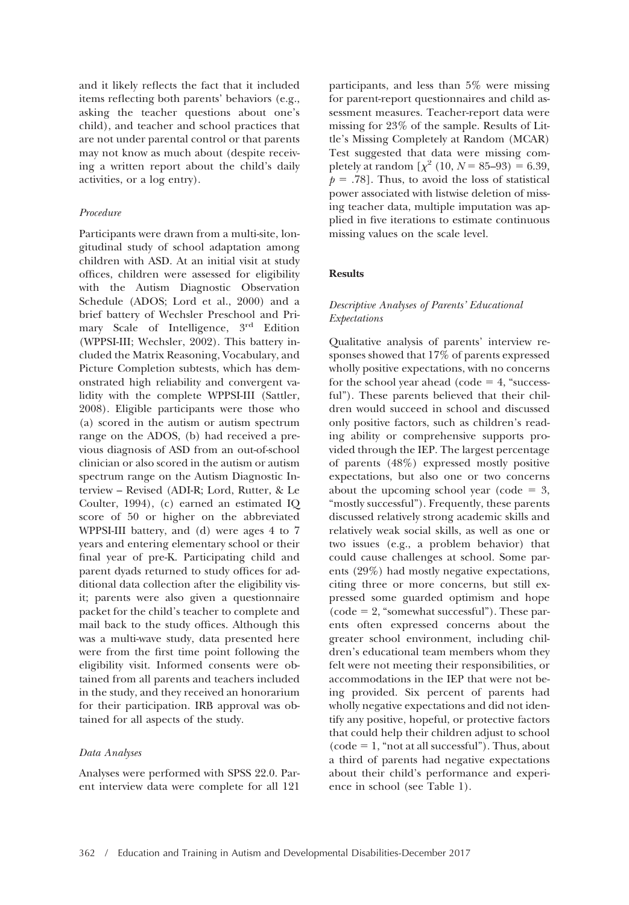and it likely reflects the fact that it included items reflecting both parents' behaviors (e.g., asking the teacher questions about one's child), and teacher and school practices that are not under parental control or that parents may not know as much about (despite receiving a written report about the child's daily activities, or a log entry).

#### *Procedure*

Participants were drawn from a multi-site, longitudinal study of school adaptation among children with ASD. At an initial visit at study offices, children were assessed for eligibility with the Autism Diagnostic Observation Schedule (ADOS; Lord et al., 2000) and a brief battery of Wechsler Preschool and Primary Scale of Intelligence, 3rd Edition (WPPSI-III; Wechsler, 2002). This battery included the Matrix Reasoning, Vocabulary, and Picture Completion subtests, which has demonstrated high reliability and convergent validity with the complete WPPSI-III (Sattler, 2008). Eligible participants were those who (a) scored in the autism or autism spectrum range on the ADOS, (b) had received a previous diagnosis of ASD from an out-of-school clinician or also scored in the autism or autism spectrum range on the Autism Diagnostic Interview – Revised (ADI-R; Lord, Rutter, & Le Coulter, 1994), (c) earned an estimated IQ score of 50 or higher on the abbreviated WPPSI-III battery, and (d) were ages 4 to 7 years and entering elementary school or their final year of pre-K. Participating child and parent dyads returned to study offices for additional data collection after the eligibility visit; parents were also given a questionnaire packet for the child's teacher to complete and mail back to the study offices. Although this was a multi-wave study, data presented here were from the first time point following the eligibility visit. Informed consents were obtained from all parents and teachers included in the study, and they received an honorarium for their participation. IRB approval was obtained for all aspects of the study.

#### *Data Analyses*

Analyses were performed with SPSS 22.0. Parent interview data were complete for all 121 participants, and less than 5% were missing for parent-report questionnaires and child assessment measures. Teacher-report data were missing for 23% of the sample. Results of Little's Missing Completely at Random (MCAR) Test suggested that data were missing completely at random [$\chi^2$ (10, $N$ = 85–93) = 6.39, $p$ = .78]. Thus, to avoid the loss of statistical power associated with listwise deletion of missing teacher data, multiple imputation was applied in five iterations to estimate continuous missing values on the scale level.

### Results

#### *Descriptive Analyses of Parents' Educational Expectations*

Qualitative analysis of parents' interview responses showed that 17% of parents expressed wholly positive expectations, with no concerns for the school year ahead (code = 4, "successful"). These parents believed that their children would succeed in school and discussed only positive factors, such as children's reading ability or comprehensive supports provided through the IEP. The largest percentage of parents (48%) expressed mostly positive expectations, but also one or two concerns about the upcoming school year (code = 3, "mostly successful"). Frequently, these parents discussed relatively strong academic skills and relatively weak social skills, as well as one or two issues (e.g., a problem behavior) that could cause challenges at school. Some parents (29%) had mostly negative expectations, citing three or more concerns, but still expressed some guarded optimism and hope (code = 2, "somewhat successful"). These parents often expressed concerns about the greater school environment, including children's educational team members whom they felt were not meeting their responsibilities, or accommodations in the IEP that were not being provided. Six percent of parents had wholly negative expectations and did not identify any positive, hopeful, or protective factors that could help their children adjust to school (code = 1, "not at all successful"). Thus, about a third of parents had negative expectations about their child's performance and experience in school (see Table 1).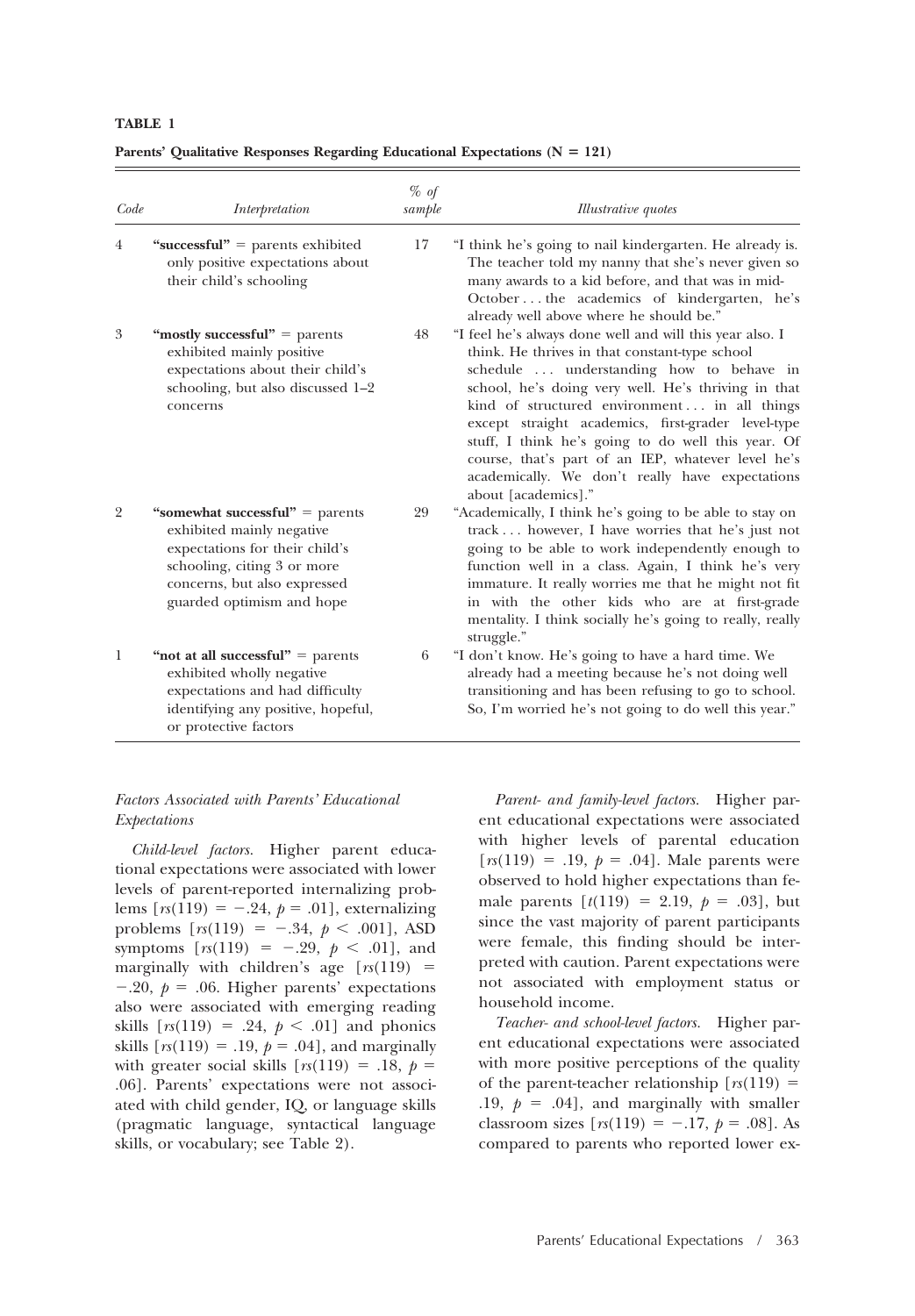**TABLE 1**

**Parents' Qualitative Responses Regarding Educational Expectations (N = 121)**

| Code | Interpretation | % of sample | Illustrative quotes |
|---|---|---|---|
| 4 | **"successful"** = parents exhibited only positive expectations about their child's schooling | 17 | "I think he's going to nail kindergarten. He already is. The teacher told my nanny that she's never given so many awards to a kid before, and that was in mid-October . . . the academics of kindergarten, he's already well above where he should be." |
| 3 | **"mostly successful"** = parents exhibited mainly positive expectations about their child's schooling, but also discussed 1–2 concerns | 48 | "I feel he's always done well and will this year also. I think. He thrives in that constant-type school schedule . . . understanding how to behave in school, he's doing very well. He's thriving in that kind of structured environment . . . in all things except straight academics, first-grader level-type stuff, I think he's going to do well this year. Of course, that's part of an IEP, whatever level he's academically. We don't really have expectations about [academics]." |
| 2 | **"somewhat successful"** = parents exhibited mainly negative expectations for their child's schooling, citing 3 or more concerns, but also expressed guarded optimism and hope | 29 | "Academically, I think he's going to be able to stay on track . . . however, I have worries that he's just not going to be able to work independently enough to function well in a class. Again, I think he's very immature. It really worries me that he might not fit in with the other kids who are at first-grade mentality. I think socially he's going to really, really struggle." |
| 1 | **"not at all successful"** = parents exhibited wholly negative expectations and had difficulty identifying any positive, hopeful, or protective factors | 6 | "I don't know. He's going to have a hard time. We already had a meeting because he's not doing well transitioning and has been refusing to go to school. So, I'm worried he's not going to do well this year." |

### *Factors Associated with Parents' Educational Expectations*

*Child-level factors.* Higher parent educational expectations were associated with lower levels of parent-reported internalizing problems [$rs(119) = -.24$, $p = .01$], externalizing problems [$rs(119) = -.34$, $p < .001$], ASD symptoms [$rs(119) = -.29$, $p < .01$], and marginally with children's age [$rs(119) = -.20$, $p = .06$. Higher parents' expectations also were associated with emerging reading skills [$rs(119) = .24$, $p < .01$] and phonics skills [$rs(119) = .19$, $p = .04$], and marginally with greater social skills [$rs(119) = .18$, $p = .06$]. Parents' expectations were not associated with child gender, IQ, or language skills (pragmatic language, syntactical language skills, or vocabulary; see Table 2).

*Parent- and family-level factors.* Higher parent educational expectations were associated with higher levels of parental education [$rs(119) = .19$, $p = .04$]. Male parents were observed to hold higher expectations than female parents [$t(119) = 2.19$, $p = .03$], but since the vast majority of parent participants were female, this finding should be interpreted with caution. Parent expectations were not associated with employment status or household income.

*Teacher- and school-level factors.* Higher parent educational expectations were associated with more positive perceptions of the quality of the parent-teacher relationship [$rs(119) = .19$, $p = .04$], and marginally with smaller classroom sizes [$rs(119) = -.17$, $p = .08$]. As compared to parents who reported lower ex-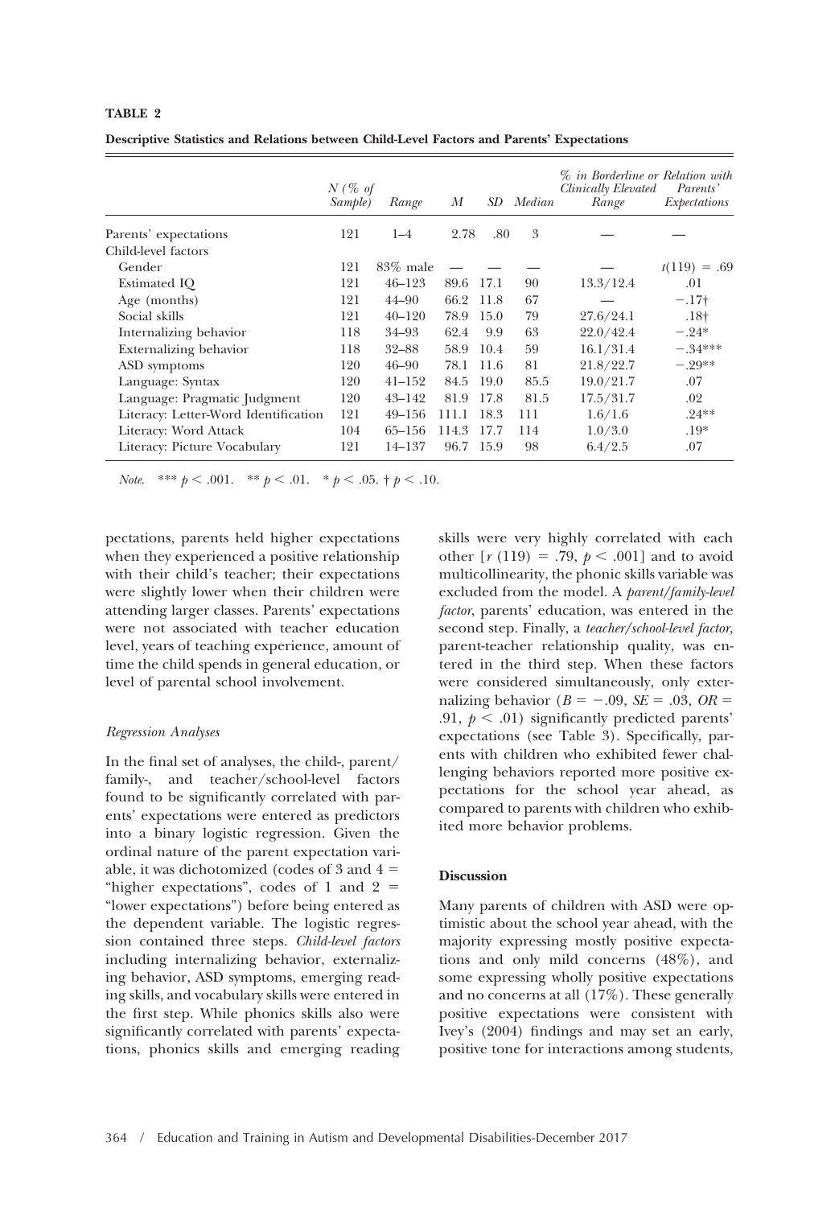**TABLE 2**

**Descriptive Statistics and Relations between Child-Level Factors and Parents' Expectations**

| | *N (% of Sample)* | *Range* | *M* | *SD* | *Median* | *% in Borderline or Clinically Elevated Range* | *Relation with Parents' Expectations* |
|---|---|---|---|---|---|---|---|
| Parents' expectations | 121 | 1–4 | 2.78 | .80 | 3 | — | — |
| Child-level factors | | | | | | | |
| Gender | 121 | 83% male | — | — | — | — | $t(119) = .69$ |
| Estimated IQ | 121 | 46–123 | 89.6 | 17.1 | 90 | 13.3/12.4 | .01 |
| Age (months) | 121 | 44–90 | 66.2 | 11.8 | 67 | — | −.17† |
| Social skills | 121 | 40–120 | 78.9 | 15.0 | 79 | 27.6/24.1 | .18† |
| Internalizing behavior | 118 | 34–93 | 62.4 | 9.9 | 63 | 22.0/42.4 | −.24* |
| Externalizing behavior | 118 | 32–88 | 58.9 | 10.4 | 59 | 16.1/31.4 | −.34*** |
| ASD symptoms | 120 | 46–90 | 78.1 | 11.6 | 81 | 21.8/22.7 | −.29** |
| Language: Syntax | 120 | 41–152 | 84.5 | 19.0 | 85.5 | 19.0/21.7 | .07 |
| Language: Pragmatic Judgment | 120 | 43–142 | 81.9 | 17.8 | 81.5 | 17.5/31.7 | .02 |
| Literacy: Letter-Word Identification | 121 | 49–156 | 111.1 | 18.3 | 111 | 1.6/1.6 | .24** |
| Literacy: Word Attack | 104 | 65–156 | 114.3 | 17.7 | 114 | 1.0/3.0 | .19* |
| Literacy: Picture Vocabulary | 121 | 14–137 | 96.7 | 15.9 | 98 | 6.4/2.5 | .07 |

*Note.* *** $p < .001$. ** $p < .01$. * $p < .05$. † $p < .10$.

pectations, parents held higher expectations when they experienced a positive relationship with their child's teacher; their expectations were slightly lower when their children were attending larger classes. Parents' expectations were not associated with teacher education level, years of teaching experience, amount of time the child spends in general education, or level of parental school involvement.

### *Regression Analyses*

In the final set of analyses, the child-, parent/family-, and teacher/school-level factors found to be significantly correlated with parents' expectations were entered as predictors into a binary logistic regression. Given the ordinal nature of the parent expectation variable, it was dichotomized (codes of 3 and 4 = "higher expectations", codes of 1 and 2 = "lower expectations") before being entered as the dependent variable. The logistic regression contained three steps. *Child-level factors* including internalizing behavior, externalizing behavior, ASD symptoms, emerging reading skills, and vocabulary skills were entered in the first step. While phonics skills also were significantly correlated with parents' expectations, phonics skills and emerging reading skills were very highly correlated with each other [$r$ (119) = .79, $p < .001$] and to avoid multicollinearity, the phonic skills variable was excluded from the model. A *parent/family-level factor*, parents' education, was entered in the second step. Finally, a *teacher/school-level factor*, parent-teacher relationship quality, was entered in the third step. When these factors were considered simultaneously, only externalizing behavior ($B = -.09$, $SE = .03$, $OR = .91$, $p < .01$) significantly predicted parents' expectations (see Table 3). Specifically, parents with children who exhibited fewer challenging behaviors reported more positive expectations for the school year ahead, as compared to parents with children who exhibited more behavior problems.

### **Discussion**

Many parents of children with ASD were optimistic about the school year ahead, with the majority expressing mostly positive expectations and only mild concerns (48%), and some expressing wholly positive expectations and no concerns at all (17%). These generally positive expectations were consistent with Ivey's (2004) findings and may set an early, positive tone for interactions among students,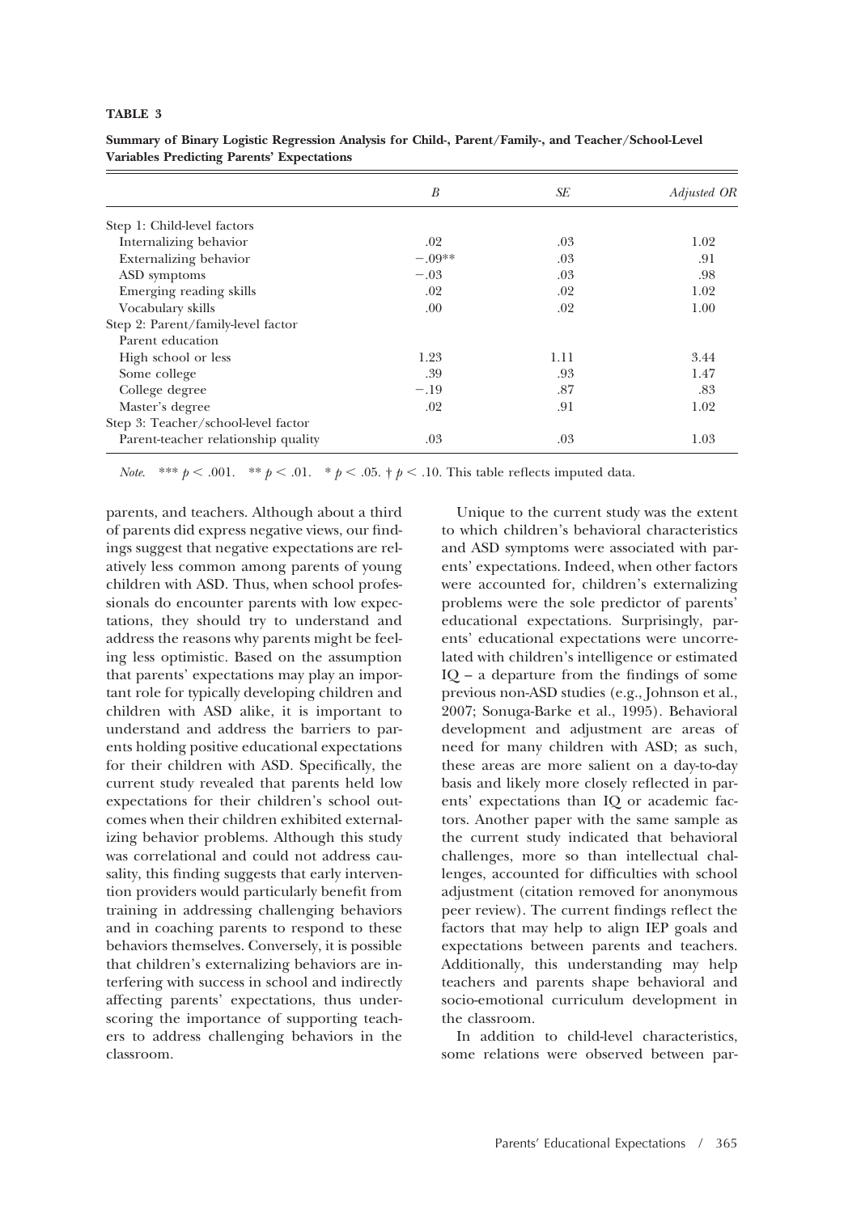**TABLE 3**

**Summary of Binary Logistic Regression Analysis for Child-, Parent/Family-, and Teacher/School-Level Variables Predicting Parents' Expectations**

| | *B* | *SE* | *Adjusted OR* |
|---|---|---|---|
| Step 1: Child-level factors | | | |
| Internalizing behavior | .02 | .03 | 1.02 |
| Externalizing behavior | −.09** | .03 | .91 |
| ASD symptoms | −.03 | .03 | .98 |
| Emerging reading skills | .02 | .02 | 1.02 |
| Vocabulary skills | .00 | .02 | 1.00 |
| Step 2: Parent/family-level factor | | | |
| Parent education | | | |
| High school or less | 1.23 | 1.11 | 3.44 |
| Some college | .39 | .93 | 1.47 |
| College degree | −.19 | .87 | .83 |
| Master's degree | .02 | .91 | 1.02 |
| Step 3: Teacher/school-level factor | | | |
| Parent-teacher relationship quality | .03 | .03 | 1.03 |

*Note.* *** $p < .001$. ** $p < .01$. * $p < .05$. † $p < .10$. This table reflects imputed data.

parents, and teachers. Although about a third of parents did express negative views, our findings suggest that negative expectations are relatively less common among parents of young children with ASD. Thus, when school professionals do encounter parents with low expectations, they should try to understand and address the reasons why parents might be feeling less optimistic. Based on the assumption that parents' expectations may play an important role for typically developing children and children with ASD alike, it is important to understand and address the barriers to parents holding positive educational expectations for their children with ASD. Specifically, the current study revealed that parents held low expectations for their children's school outcomes when their children exhibited externalizing behavior problems. Although this study was correlational and could not address causality, this finding suggests that early intervention providers would particularly benefit from training in addressing challenging behaviors and in coaching parents to respond to these behaviors themselves. Conversely, it is possible that children's externalizing behaviors are interfering with success in school and indirectly affecting parents' expectations, thus underscoring the importance of supporting teachers to address challenging behaviors in the classroom.

Unique to the current study was the extent to which children's behavioral characteristics and ASD symptoms were associated with parents' expectations. Indeed, when other factors were accounted for, children's externalizing problems were the sole predictor of parents' educational expectations. Surprisingly, parents' educational expectations were uncorrelated with children's intelligence or estimated IQ – a departure from the findings of some previous non-ASD studies (e.g., Johnson et al., 2007; Sonuga-Barke et al., 1995). Behavioral development and adjustment are areas of need for many children with ASD; as such, these areas are more salient on a day-to-day basis and likely more closely reflected in parents' expectations than IQ or academic factors. Another paper with the same sample as the current study indicated that behavioral challenges, more so than intellectual challenges, accounted for difficulties with school adjustment (citation removed for anonymous peer review). The current findings reflect the factors that may help to align IEP goals and expectations between parents and teachers. Additionally, this understanding may help teachers and parents shape behavioral and socio-emotional curriculum development in the classroom.

In addition to child-level characteristics, some relations were observed between par-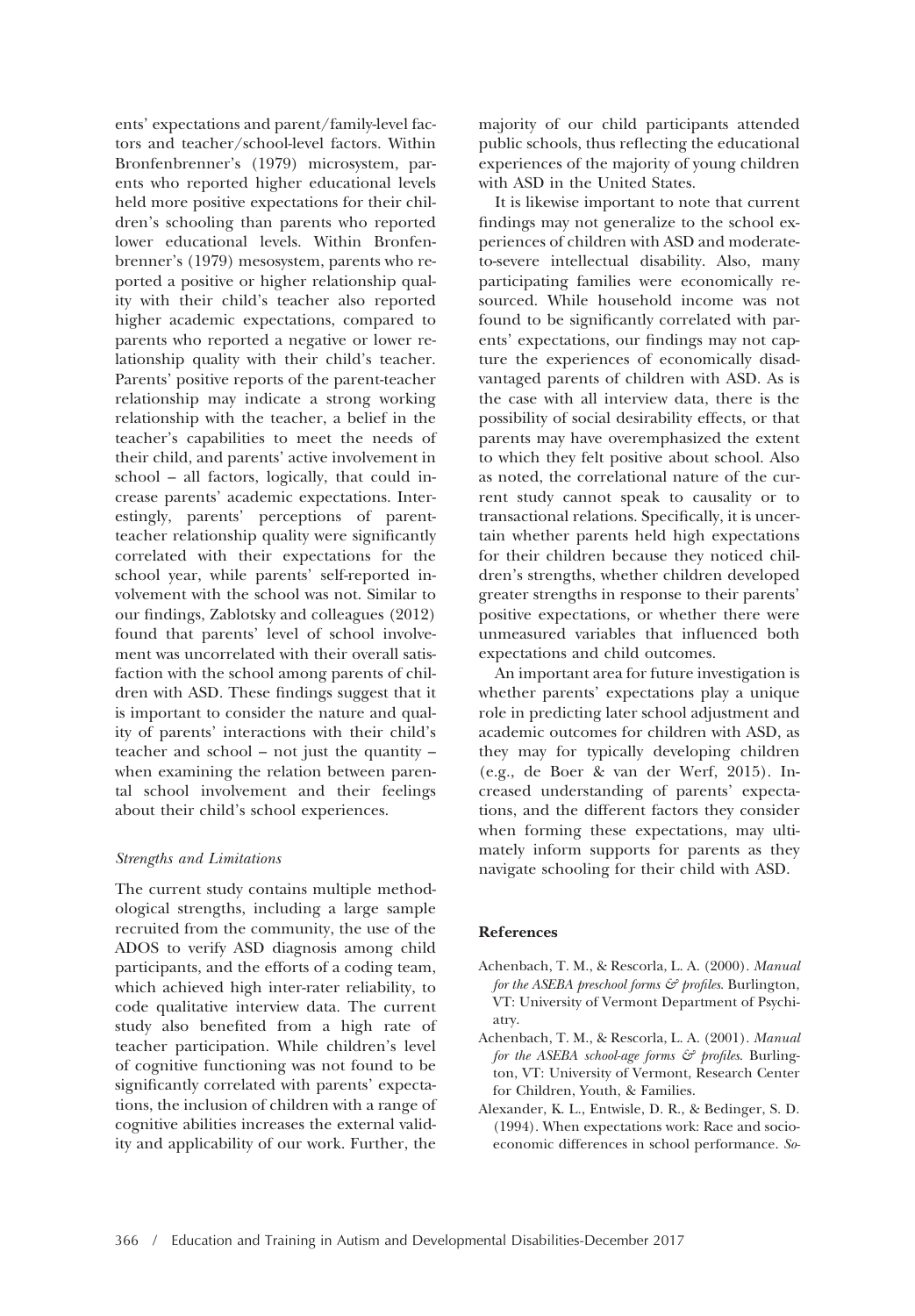ents' expectations and parent/family-level factors and teacher/school-level factors. Within Bronfenbrenner's (1979) microsystem, parents who reported higher educational levels held more positive expectations for their children's schooling than parents who reported lower educational levels. Within Bronfenbrenner's (1979) mesosystem, parents who reported a positive or higher relationship quality with their child's teacher also reported higher academic expectations, compared to parents who reported a negative or lower relationship quality with their child's teacher. Parents' positive reports of the parent-teacher relationship may indicate a strong working relationship with the teacher, a belief in the teacher's capabilities to meet the needs of their child, and parents' active involvement in school – all factors, logically, that could increase parents' academic expectations. Interestingly, parents' perceptions of parent-teacher relationship quality were significantly correlated with their expectations for the school year, while parents' self-reported involvement with the school was not. Similar to our findings, Zablotsky and colleagues (2012) found that parents' level of school involvement was uncorrelated with their overall satisfaction with the school among parents of children with ASD. These findings suggest that it is important to consider the nature and quality of parents' interactions with their child's teacher and school – not just the quantity – when examining the relation between parental school involvement and their feelings about their child's school experiences.

### *Strengths and Limitations*

The current study contains multiple methodological strengths, including a large sample recruited from the community, the use of the ADOS to verify ASD diagnosis among child participants, and the efforts of a coding team, which achieved high inter-rater reliability, to code qualitative interview data. The current study also benefited from a high rate of teacher participation. While children's level of cognitive functioning was not found to be significantly correlated with parents' expectations, the inclusion of children with a range of cognitive abilities increases the external validity and applicability of our work. Further, the majority of our child participants attended public schools, thus reflecting the educational experiences of the majority of young children with ASD in the United States.

It is likewise important to note that current findings may not generalize to the school experiences of children with ASD and moderate-to-severe intellectual disability. Also, many participating families were economically resourced. While household income was not found to be significantly correlated with parents' expectations, our findings may not capture the experiences of economically disadvantaged parents of children with ASD. As is the case with all interview data, there is the possibility of social desirability effects, or that parents may have overemphasized the extent to which they felt positive about school. Also as noted, the correlational nature of the current study cannot speak to causality or to transactional relations. Specifically, it is uncertain whether parents held high expectations for their children because they noticed children's strengths, whether children developed greater strengths in response to their parents' positive expectations, or whether there were unmeasured variables that influenced both expectations and child outcomes.

An important area for future investigation is whether parents' expectations play a unique role in predicting later school adjustment and academic outcomes for children with ASD, as they may for typically developing children (e.g., de Boer & van der Werf, 2015). Increased understanding of parents' expectations, and the different factors they consider when forming these expectations, may ultimately inform supports for parents as they navigate schooling for their child with ASD.

## References

Achenbach, T. M., & Rescorla, L. A. (2000). *Manual for the ASEBA preschool forms & profiles*. Burlington, VT: University of Vermont Department of Psychiatry.

Achenbach, T. M., & Rescorla, L. A. (2001). *Manual for the ASEBA school-age forms & profiles*. Burlington, VT: University of Vermont, Research Center for Children, Youth, & Families.

Alexander, K. L., Entwisle, D. R., & Bedinger, S. D. (1994). When expectations work: Race and socioeconomic differences in school performance. *So-*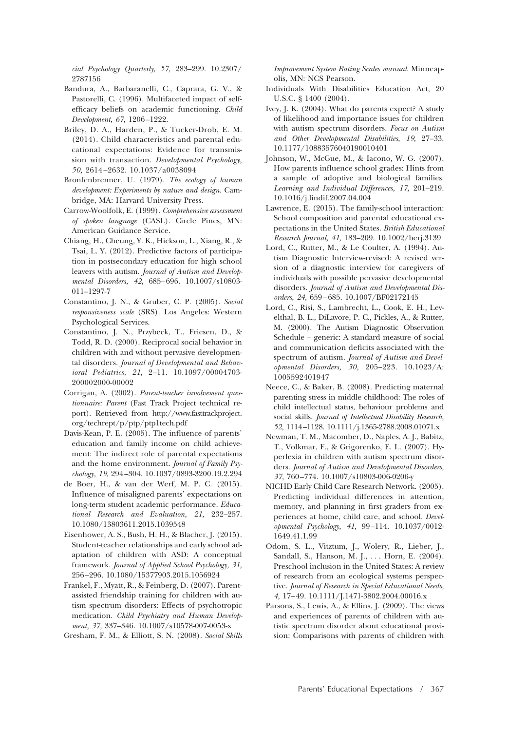*cial Psychology Quarterly, 57,* 283–299. 10.2307/2787156

Bandura, A., Barbaranelli, C., Caprara, G. V., & Pastorelli, C. (1996). Multifaceted impact of self-efficacy beliefs on academic functioning. *Child Development, 67,* 1206–1222.

Briley, D. A., Harden, P., & Tucker-Drob, E. M. (2014). Child characteristics and parental educational expectations: Evidence for transmission with transaction. *Developmental Psychology, 50,* 2614–2632. 10.1037/a0038094

Bronfenbrenner, U. (1979). *The ecology of human development: Experiments by nature and design.* Cambridge, MA: Harvard University Press.

Carrow-Woolfolk, E. (1999). *Comprehensive assessment of spoken language* (CASL). Circle Pines, MN: American Guidance Service.

Chiang, H., Cheung, Y. K., Hickson, L., Xiang, R., & Tsai, L. Y. (2012). Predictive factors of participation in postsecondary education for high school leavers with autism. *Journal of Autism and Developmental Disorders, 42,* 685–696. 10.1007/s10803-011–1297-7

Constantino, J. N., & Gruber, C. P. (2005). *Social responsiveness scale* (SRS). Los Angeles: Western Psychological Services.

Constantino, J. N., Przybeck, T., Friesen, D., & Todd, R. D. (2000). Reciprocal social behavior in children with and without pervasive developmental disorders. *Journal of Developmental and Behavioral Pediatrics, 21,* 2–11. 10.1097/00004703-200002000-00002

Corrigan, A. (2002). *Parent-teacher involvement questionnaire: Parent* (Fast Track Project technical report). Retrieved from http://www.fasttrackproject.org/techrept/p/ptp/ptp1tech.pdf

Davis-Kean, P. E. (2005). The influence of parents' education and family income on child achievement: The indirect role of parental expectations and the home environment. *Journal of Family Psychology, 19,* 294–304. 10.1037/0893-3200.19.2.294

de Boer, H., & van der Werf, M. P. C. (2015). Influence of misaligned parents' expectations on long-term student academic performance. *Educational Research and Evaluation, 21,* 232–257. 10.1080/13803611.2015.1039548

Eisenhower, A. S., Bush, H. H., & Blacher, J. (2015). Student-teacher relationships and early school adaptation of children with ASD: A conceptual framework. *Journal of Applied School Psychology, 31,* 256–296. 10.1080/15377903.2015.1056924

Frankel, F., Myatt, R., & Feinberg, D. (2007). Parent-assisted friendship training for children with autism spectrum disorders: Effects of psychotropic medication. *Child Psychiatry and Human Development, 37,* 337–346. 10.1007/s10578-007-0053-x

Gresham, F. M., & Elliott, S. N. (2008). *Social Skills Improvement System Rating Scales manual.* Minneapolis, MN: NCS Pearson.

Individuals With Disabilities Education Act, 20 U.S.C. § 1400 (2004).

Ivey, J. K. (2004). What do parents expect? A study of likelihood and importance issues for children with autism spectrum disorders. *Focus on Autism and Other Developmental Disabilities, 19,* 27–33. 10.1177/10883576040190010401

Johnson, W., McGue, M., & Iacono, W. G. (2007). How parents influence school grades: Hints from a sample of adoptive and biological families. *Learning and Individual Differences, 17,* 201–219. 10.1016/j.lindif.2007.04.004

Lawrence, E. (2015). The family-school interaction: School composition and parental educational expectations in the United States. *British Educational Research Journal, 41,* 183–209. 10.1002/berj.3139

Lord, C., Rutter, M., & Le Coulter, A. (1994). Autism Diagnostic Interview-revised: A revised version of a diagnostic interview for caregivers of individuals with possible pervasive developmental disorders. *Journal of Autism and Developmental Disorders, 24,* 659–685. 10.1007/BF02172145

Lord, C., Risi, S., Lambrecht, L., Cook, E. H., Leventhal, B. L., DiLavore, P. C., Pickles, A., & Rutter, M. (2000). The Autism Diagnostic Observation Schedule – generic: A standard measure of social and communication deficits associated with the spectrum of autism. *Journal of Autism and Developmental Disorders, 30,* 205–223. 10.1023/A:1005592401947

Neece, C., & Baker, B. (2008). Predicting maternal parenting stress in middle childhood: The roles of child intellectual status, behaviour problems and social skills. *Journal of Intellectual Disability Research, 52,* 1114–1128. 10.1111/j.1365-2788.2008.01071.x

Newman, T. M., Macomber, D., Naples, A. J., Babitz, T., Volkmar, F., & Grigorenko, E. L. (2007). Hyperlexia in children with autism spectrum disorders. *Journal of Autism and Developmental Disorders, 37,* 760–774. 10.1007/s10803-006-0206-y

NICHD Early Child Care Research Network. (2005). Predicting individual differences in attention, memory, and planning in first graders from experiences at home, child care, and school. *Developmental Psychology, 41,* 99–114. 10.1037/0012-1649.41.1.99

Odom, S. L., Vitztum, J., Wolery, R., Lieber, J., Sandall, S., Hanson, M. J., . . . Horn, E. (2004). Preschool inclusion in the United States: A review of research from an ecological systems perspective. *Journal of Research in Special Educational Needs, 4,* 17–49. 10.1111/J.1471-3802.2004.00016.x

Parsons, S., Lewis, A., & Ellins, J. (2009). The views and experiences of parents of children with autistic spectrum disorder about educational provision: Comparisons with parents of children with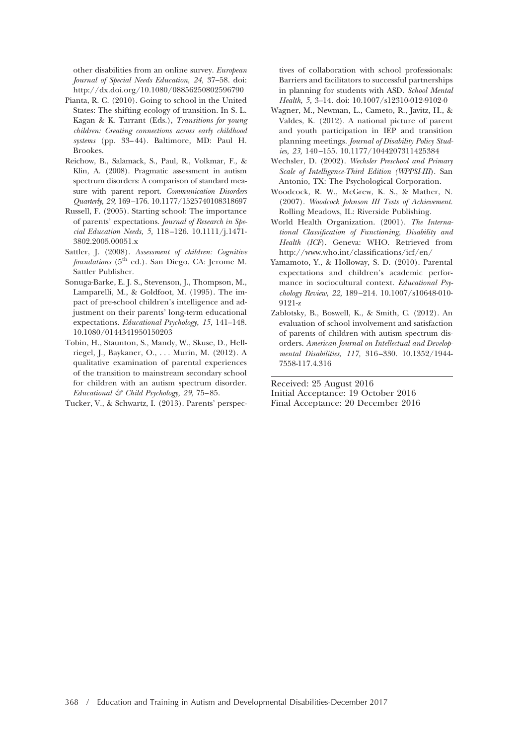other disabilities from an online survey. *European Journal of Special Needs Education, 24,* 37–58. doi: http://dx.doi.org/10.1080/08856250802596790

Pianta, R. C. (2010). Going to school in the United States: The shifting ecology of transition. In S. L. Kagan & K. Tarrant (Eds.), *Transitions for young children: Creating connections across early childhood systems* (pp. 33–44). Baltimore, MD: Paul H. Brookes.

Reichow, B., Salamack, S., Paul, R., Volkmar, F., & Klin, A. (2008). Pragmatic assessment in autism spectrum disorders: A comparison of standard measure with parent report. *Communication Disorders Quarterly, 29,* 169–176. 10.1177/1525740108318697

Russell, F. (2005). Starting school: The importance of parents' expectations. *Journal of Research in Special Education Needs, 5,* 118–126. 10.1111/j.1471-3802.2005.00051.x

Sattler, J. (2008). *Assessment of children: Cognitive foundations* (5th ed.). San Diego, CA: Jerome M. Sattler Publisher.

Sonuga-Barke, E. J. S., Stevenson, J., Thompson, M., Lamparelli, M., & Goldfoot, M. (1995). The impact of pre-school children's intelligence and adjustment on their parents' long-term educational expectations. *Educational Psychology, 15,* 141–148. 10.1080/0144341950150203

Tobin, H., Staunton, S., Mandy, W., Skuse, D., Hellriegel, J., Baykaner, O., . . . Murin, M. (2012). A qualitative examination of parental experiences of the transition to mainstream secondary school for children with an autism spectrum disorder. *Educational & Child Psychology, 29,* 75–85.

Tucker, V., & Schwartz, I. (2013). Parents' perspectives of collaboration with school professionals: Barriers and facilitators to successful partnerships in planning for students with ASD. *School Mental Health, 5,* 3–14. doi: 10.1007/s12310-012-9102-0

Wagner, M., Newman, L., Cameto, R., Javitz, H., & Valdes, K. (2012). A national picture of parent and youth participation in IEP and transition planning meetings. *Journal of Disability Policy Studies, 23,* 140–155. 10.1177/1044207311425384

Wechsler, D. (2002). *Wechsler Preschool and Primary Scale of Intelligence-Third Edition (WPPSI-III)*. San Antonio, TX: The Psychological Corporation.

Woodcock, R. W., McGrew, K. S., & Mather, N. (2007). *Woodcock Johnson III Tests of Achievement.* Rolling Meadows, IL: Riverside Publishing.

World Health Organization. (2001). *The International Classification of Functioning, Disability and Health (ICF)*. Geneva: WHO. Retrieved from http://www.who.int/classifications/icf/en/

Yamamoto, Y., & Holloway, S. D. (2010). Parental expectations and children's academic performance in sociocultural context. *Educational Psychology Review, 22,* 189–214. 10.1007/s10648-010-9121-z

Zablotsky, B., Boswell, K., & Smith, C. (2012). An evaluation of school involvement and satisfaction of parents of children with autism spectrum disorders. *American Journal on Intellectual and Developmental Disabilities, 117,* 316–330. 10.1352/1944-7558-117.4.316

---

Received: 25 August 2016
Initial Acceptance: 19 October 2016
Final Acceptance: 20 December 2016